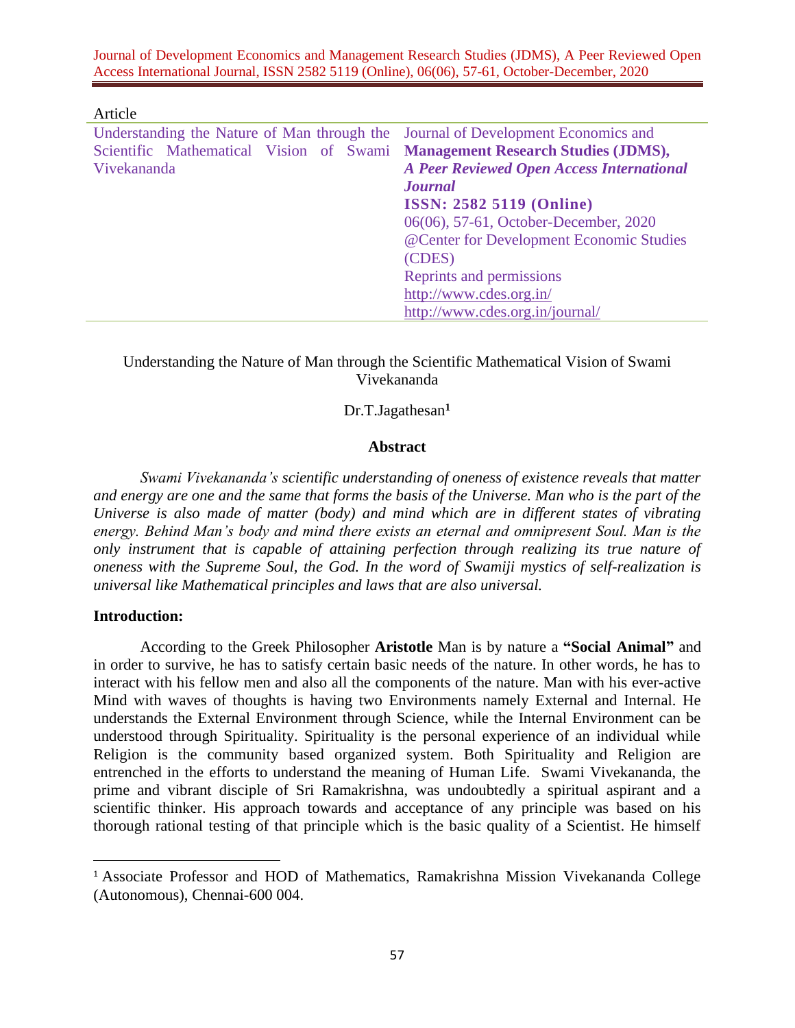Article

| Understanding the Nature of Man through the Scientific Mathematical Vision of Swami Vivekananda | Journal of Development Economics and **Management Research Studies (JDMS),** ***A Peer Reviewed Open Access International Journal*** **ISSN: 2582 5119 (Online)** 06(06), 57-61, October-December, 2020 @Center for Development Economic Studies (CDES) Reprints and permissions http://www.cdes.org.in/ http://www.cdes.org.in/journal/ |
|---|---|

# Understanding the Nature of Man through the Scientific Mathematical Vision of Swami Vivekananda

Dr.T.Jagathesan[1]

## Abstract

*Swami Vivekananda's scientific understanding of oneness of existence reveals that matter and energy are one and the same that forms the basis of the Universe. Man who is the part of the Universe is also made of matter (body) and mind which are in different states of vibrating energy. Behind Man's body and mind there exists an eternal and omnipresent Soul. Man is the only instrument that is capable of attaining perfection through realizing its true nature of oneness with the Supreme Soul, the God. In the word of Swamiji mystics of self-realization is universal like Mathematical principles and laws that are also universal.*

## Introduction:

According to the Greek Philosopher **Aristotle** Man is by nature a **"Social Animal"** and in order to survive, he has to satisfy certain basic needs of the nature. In other words, he has to interact with his fellow men and also all the components of the nature. Man with his ever-active Mind with waves of thoughts is having two Environments namely External and Internal. He understands the External Environment through Science, while the Internal Environment can be understood through Spirituality. Spirituality is the personal experience of an individual while Religion is the community based organized system. Both Spirituality and Religion are entrenched in the efforts to understand the meaning of Human Life. Swami Vivekananda, the prime and vibrant disciple of Sri Ramakrishna, was undoubtedly a spiritual aspirant and a scientific thinker. His approach towards and acceptance of any principle was based on his thorough rational testing of that principle which is the basic quality of a Scientist. He himself

[1] Associate Professor and HOD of Mathematics, Ramakrishna Mission Vivekananda College (Autonomous), Chennai-600 004.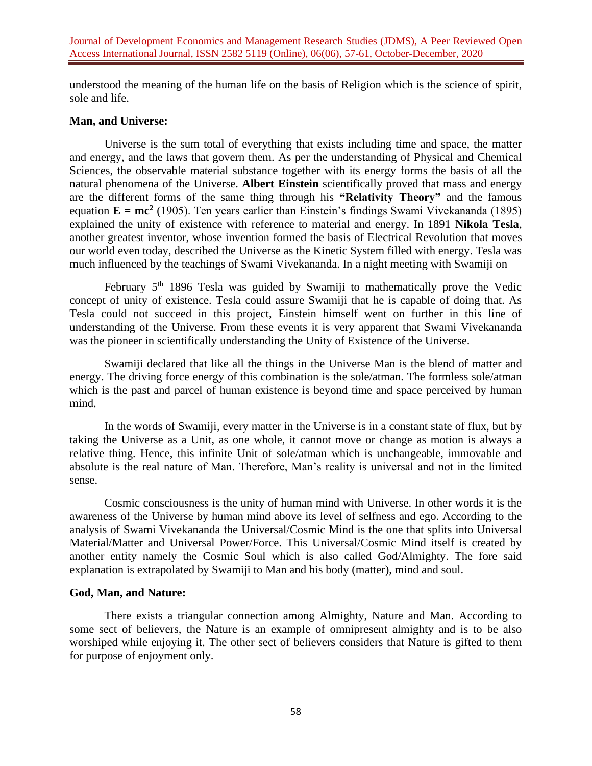understood the meaning of the human life on the basis of Religion which is the science of spirit, sole and life.

**Man, and Universe:**

Universe is the sum total of everything that exists including time and space, the matter and energy, and the laws that govern them. As per the understanding of Physical and Chemical Sciences, the observable material substance together with its energy forms the basis of all the natural phenomena of the Universe. **Albert Einstein** scientifically proved that mass and energy are the different forms of the same thing through his **"Relativity Theory"** and the famous equation $\mathbf{E = mc^2}$ (1905). Ten years earlier than Einstein's findings Swami Vivekananda (1895) explained the unity of existence with reference to material and energy. In 1891 **Nikola Tesla**, another greatest inventor, whose invention formed the basis of Electrical Revolution that moves our world even today, described the Universe as the Kinetic System filled with energy. Tesla was much influenced by the teachings of Swami Vivekananda. In a night meeting with Swamiji on

February 5th 1896 Tesla was guided by Swamiji to mathematically prove the Vedic concept of unity of existence. Tesla could assure Swamiji that he is capable of doing that. As Tesla could not succeed in this project, Einstein himself went on further in this line of understanding of the Universe. From these events it is very apparent that Swami Vivekananda was the pioneer in scientifically understanding the Unity of Existence of the Universe.

Swamiji declared that like all the things in the Universe Man is the blend of matter and energy. The driving force energy of this combination is the sole/atman. The formless sole/atman which is the past and parcel of human existence is beyond time and space perceived by human mind.

In the words of Swamiji, every matter in the Universe is in a constant state of flux, but by taking the Universe as a Unit, as one whole, it cannot move or change as motion is always a relative thing. Hence, this infinite Unit of sole/atman which is unchangeable, immovable and absolute is the real nature of Man. Therefore, Man's reality is universal and not in the limited sense.

Cosmic consciousness is the unity of human mind with Universe. In other words it is the awareness of the Universe by human mind above its level of selfness and ego. According to the analysis of Swami Vivekananda the Universal/Cosmic Mind is the one that splits into Universal Material/Matter and Universal Power/Force. This Universal/Cosmic Mind itself is created by another entity namely the Cosmic Soul which is also called God/Almighty. The fore said explanation is extrapolated by Swamiji to Man and his body (matter), mind and soul.

**God, Man, and Nature:**

There exists a triangular connection among Almighty, Nature and Man. According to some sect of believers, the Nature is an example of omnipresent almighty and is to be also worshiped while enjoying it. The other sect of believers considers that Nature is gifted to them for purpose of enjoyment only.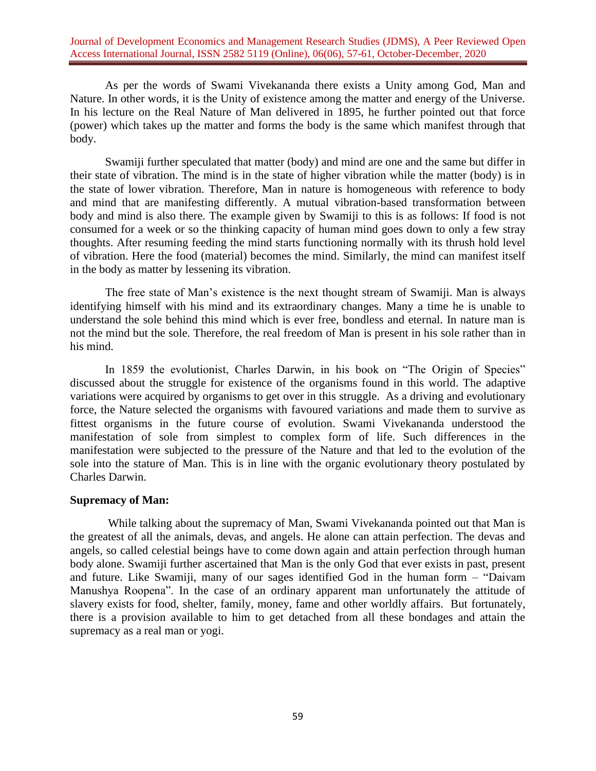As per the words of Swami Vivekananda there exists a Unity among God, Man and Nature. In other words, it is the Unity of existence among the matter and energy of the Universe. In his lecture on the Real Nature of Man delivered in 1895, he further pointed out that force (power) which takes up the matter and forms the body is the same which manifest through that body.

Swamiji further speculated that matter (body) and mind are one and the same but differ in their state of vibration. The mind is in the state of higher vibration while the matter (body) is in the state of lower vibration. Therefore, Man in nature is homogeneous with reference to body and mind that are manifesting differently. A mutual vibration-based transformation between body and mind is also there. The example given by Swamiji to this is as follows: If food is not consumed for a week or so the thinking capacity of human mind goes down to only a few stray thoughts. After resuming feeding the mind starts functioning normally with its thrush hold level of vibration. Here the food (material) becomes the mind. Similarly, the mind can manifest itself in the body as matter by lessening its vibration.

The free state of Man's existence is the next thought stream of Swamiji. Man is always identifying himself with his mind and its extraordinary changes. Many a time he is unable to understand the sole behind this mind which is ever free, bondless and eternal. In nature man is not the mind but the sole. Therefore, the real freedom of Man is present in his sole rather than in his mind.

In 1859 the evolutionist, Charles Darwin, in his book on "The Origin of Species" discussed about the struggle for existence of the organisms found in this world. The adaptive variations were acquired by organisms to get over in this struggle. As a driving and evolutionary force, the Nature selected the organisms with favoured variations and made them to survive as fittest organisms in the future course of evolution. Swami Vivekananda understood the manifestation of sole from simplest to complex form of life. Such differences in the manifestation were subjected to the pressure of the Nature and that led to the evolution of the sole into the stature of Man. This is in line with the organic evolutionary theory postulated by Charles Darwin.

**Supremacy of Man:**

While talking about the supremacy of Man, Swami Vivekananda pointed out that Man is the greatest of all the animals, devas, and angels. He alone can attain perfection. The devas and angels, so called celestial beings have to come down again and attain perfection through human body alone. Swamiji further ascertained that Man is the only God that ever exists in past, present and future. Like Swamiji, many of our sages identified God in the human form – "Daivam Manushya Roopena". In the case of an ordinary apparent man unfortunately the attitude of slavery exists for food, shelter, family, money, fame and other worldly affairs. But fortunately, there is a provision available to him to get detached from all these bondages and attain the supremacy as a real man or yogi.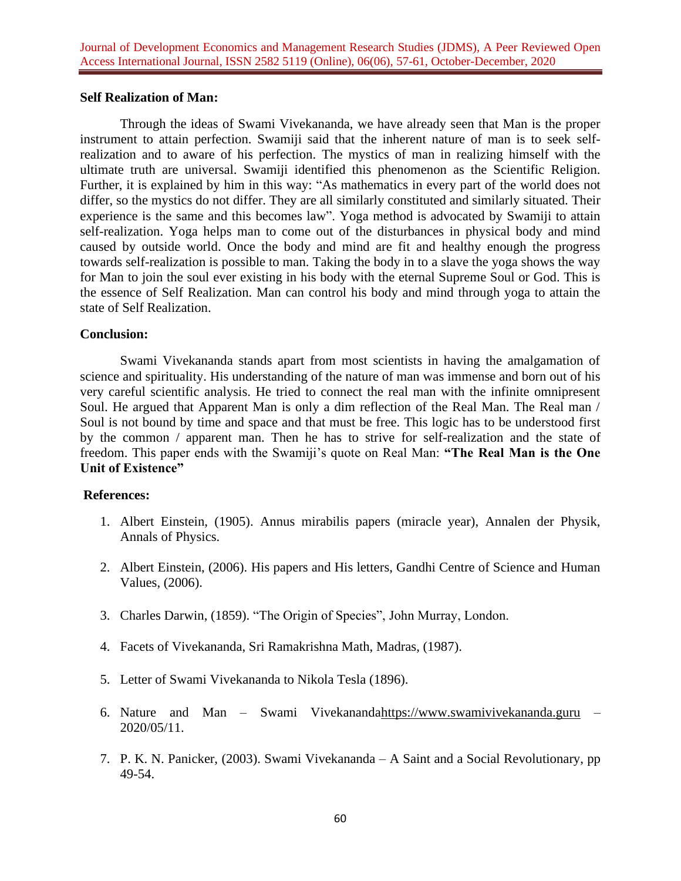### Self Realization of Man:

Through the ideas of Swami Vivekananda, we have already seen that Man is the proper instrument to attain perfection. Swamiji said that the inherent nature of man is to seek self-realization and to aware of his perfection. The mystics of man in realizing himself with the ultimate truth are universal. Swamiji identified this phenomenon as the Scientific Religion. Further, it is explained by him in this way: "As mathematics in every part of the world does not differ, so the mystics do not differ. They are all similarly constituted and similarly situated. Their experience is the same and this becomes law". Yoga method is advocated by Swamiji to attain self-realization. Yoga helps man to come out of the disturbances in physical body and mind caused by outside world. Once the body and mind are fit and healthy enough the progress towards self-realization is possible to man. Taking the body in to a slave the yoga shows the way for Man to join the soul ever existing in his body with the eternal Supreme Soul or God. This is the essence of Self Realization. Man can control his body and mind through yoga to attain the state of Self Realization.

### Conclusion:

Swami Vivekananda stands apart from most scientists in having the amalgamation of science and spirituality. His understanding of the nature of man was immense and born out of his very careful scientific analysis. He tried to connect the real man with the infinite omnipresent Soul. He argued that Apparent Man is only a dim reflection of the Real Man. The Real man / Soul is not bound by time and space and that must be free. This logic has to be understood first by the common / apparent man. Then he has to strive for self-realization and the state of freedom. This paper ends with the Swamiji's quote on Real Man: **"The Real Man is the One Unit of Existence"**

### References:

1. Albert Einstein, (1905). Annus mirabilis papers (miracle year), Annalen der Physik, Annals of Physics.

2. Albert Einstein, (2006). His papers and His letters, Gandhi Centre of Science and Human Values, (2006).

3. Charles Darwin, (1859). "The Origin of Species", John Murray, London.

4. Facets of Vivekananda, Sri Ramakrishna Math, Madras, (1987).

5. Letter of Swami Vivekananda to Nikola Tesla (1896).

6. Nature and Man – Swami Vivekanandahttps://www.swamivivekananda.guru – 2020/05/11.

7. P. K. N. Panicker, (2003). Swami Vivekananda – A Saint and a Social Revolutionary, pp 49-54.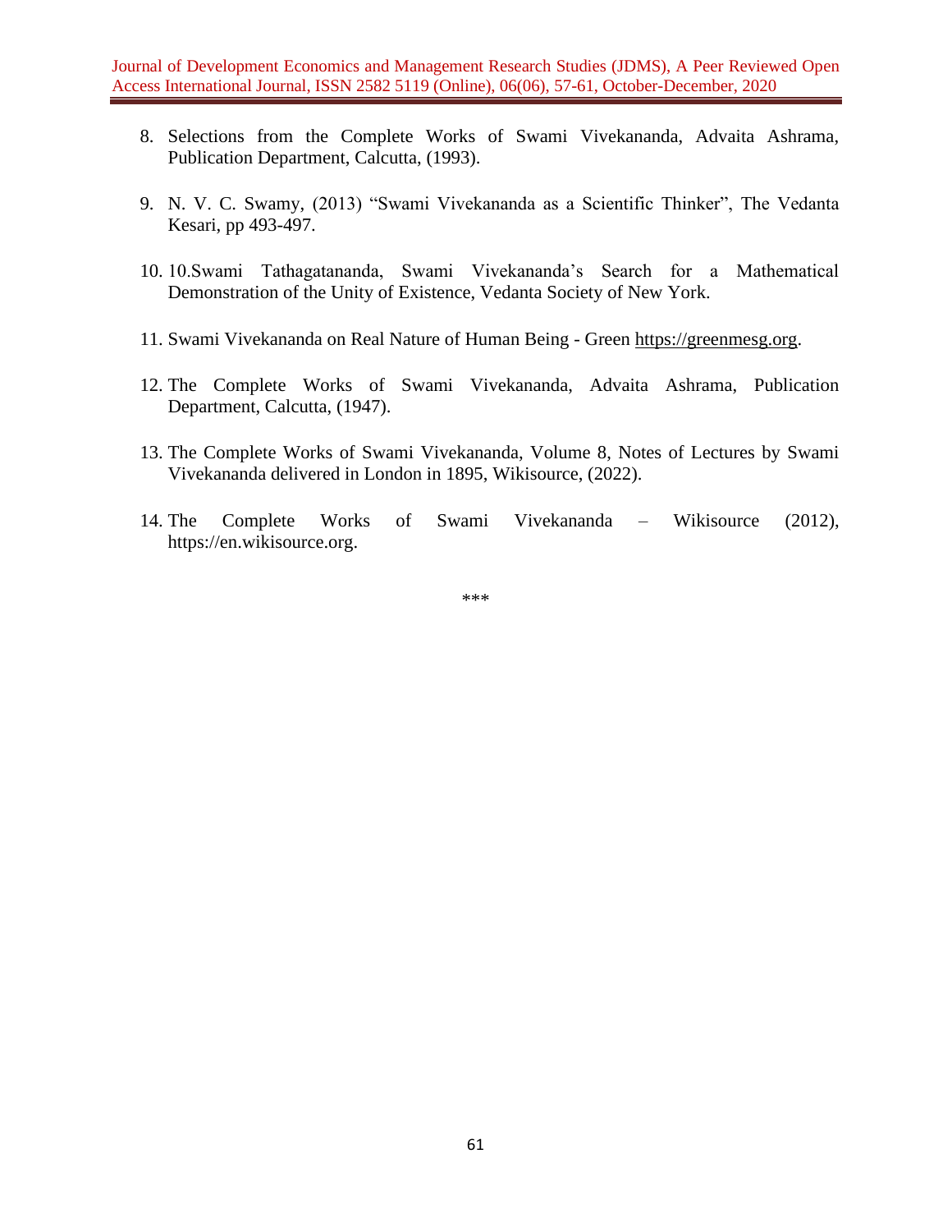8. Selections from the Complete Works of Swami Vivekananda, Advaita Ashrama, Publication Department, Calcutta, (1993).

9. N. V. C. Swamy, (2013) “Swami Vivekananda as a Scientific Thinker”, The Vedanta Kesari, pp 493-497.

10. 10.Swami Tathagatananda, Swami Vivekananda’s Search for a Mathematical Demonstration of the Unity of Existence, Vedanta Society of New York.

11. Swami Vivekananda on Real Nature of Human Being - Green https://greenmesg.org.

12. The Complete Works of Swami Vivekananda, Advaita Ashrama, Publication Department, Calcutta, (1947).

13. The Complete Works of Swami Vivekananda, Volume 8, Notes of Lectures by Swami Vivekananda delivered in London in 1895, Wikisource, (2022).

14. The Complete Works of Swami Vivekananda – Wikisource (2012), https://en.wikisource.org.

***